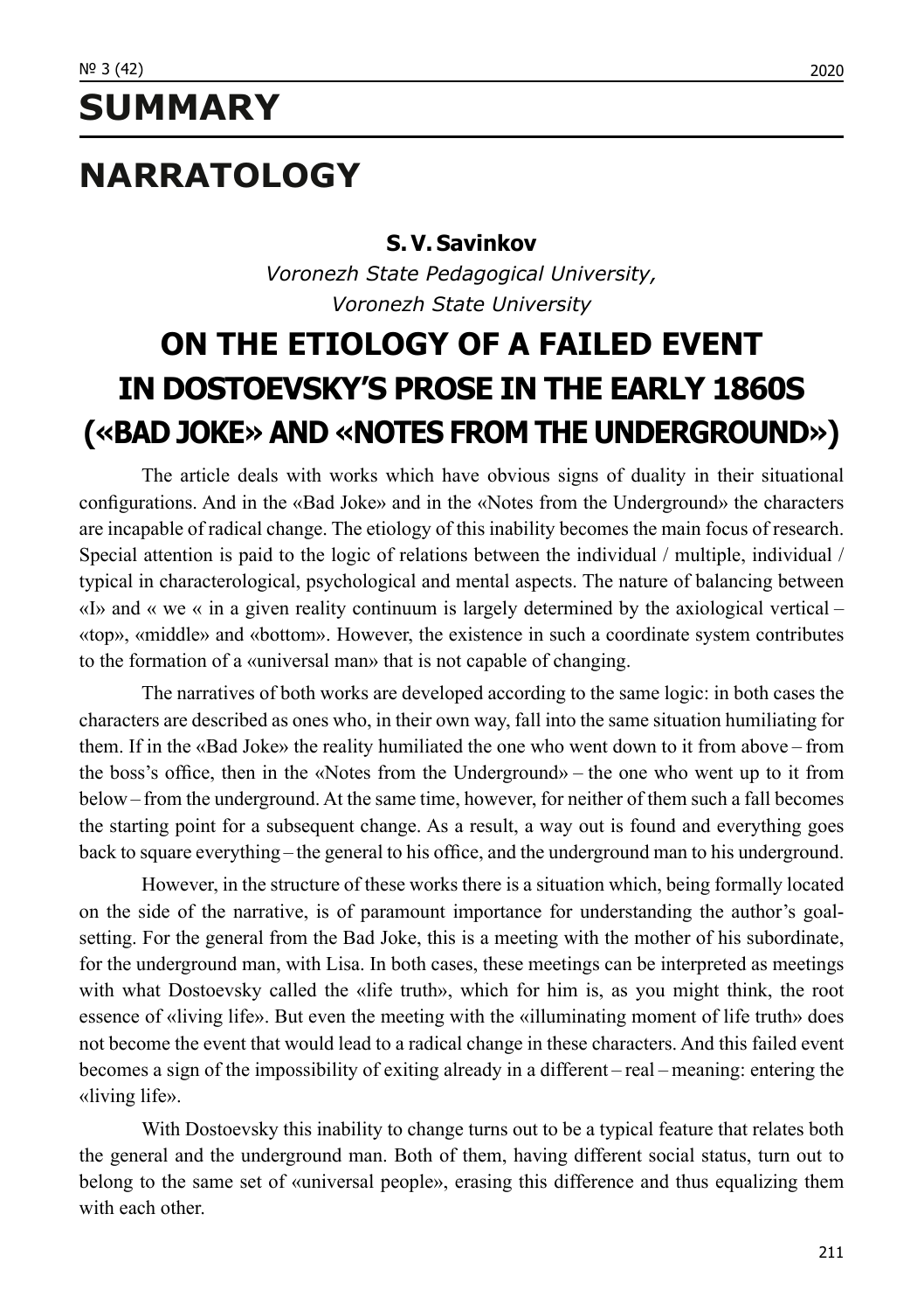# SUMMARY

## NARRATOLOGY

**S. V. Savinkov**

*Voronezh State Pedagogical University,*
*Voronezh State University*

### ON THE ETIOLOGY OF A FAILED EVENT IN DOSTOEVSKY'S PROSE IN THE EARLY 1860S («BAD JOKE» AND «NOTES FROM THE UNDERGROUND»)

The article deals with works which have obvious signs of duality in their situational configurations. And in the «Bad Joke» and in the «Notes from the Underground» the characters are incapable of radical change. The etiology of this inability becomes the main focus of research. Special attention is paid to the logic of relations between the individual / multiple, individual / typical in characterological, psychological and mental aspects. The nature of balancing between «I» and « we « in a given reality continuum is largely determined by the axiological vertical – «top», «middle» and «bottom». However, the existence in such a coordinate system contributes to the formation of a «universal man» that is not capable of changing.

The narratives of both works are developed according to the same logic: in both cases the characters are described as ones who, in their own way, fall into the same situation humiliating for them. If in the «Bad Joke» the reality humiliated the one who went down to it from above – from the boss's office, then in the «Notes from the Underground» – the one who went up to it from below – from the underground. At the same time, however, for neither of them such a fall becomes the starting point for a subsequent change. As a result, a way out is found and everything goes back to square everything – the general to his office, and the underground man to his underground.

However, in the structure of these works there is a situation which, being formally located on the side of the narrative, is of paramount importance for understanding the author's goal-setting. For the general from the Bad Joke, this is a meeting with the mother of his subordinate, for the underground man, with Lisa. In both cases, these meetings can be interpreted as meetings with what Dostoevsky called the «life truth», which for him is, as you might think, the root essence of «living life». But even the meeting with the «illuminating moment of life truth» does not become the event that would lead to a radical change in these characters. And this failed event becomes a sign of the impossibility of exiting already in a different – real – meaning: entering the «living life».

With Dostoevsky this inability to change turns out to be a typical feature that relates both the general and the underground man. Both of them, having different social status, turn out to belong to the same set of «universal people», erasing this difference and thus equalizing them with each other.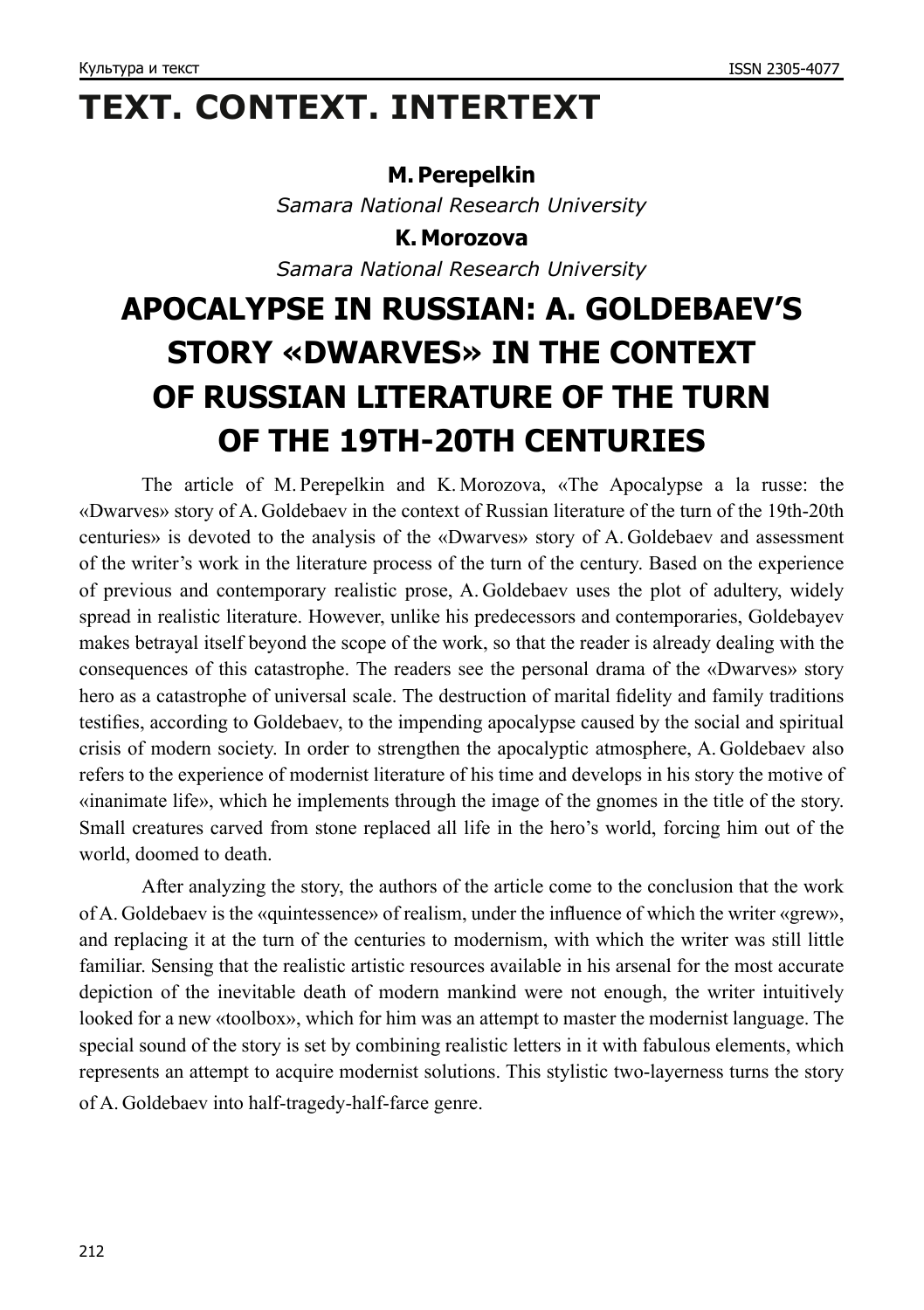# TEXT. CONTEXT. INTERTEXT

**M. Perepelkin**

*Samara National Research University*

**K. Morozova**

*Samara National Research University*

## APOCALYPSE IN RUSSIAN: A. GOLDEBAEV'S STORY «DWARVES» IN THE CONTEXT OF RUSSIAN LITERATURE OF THE TURN OF THE 19TH-20TH CENTURIES

The article of M. Perepelkin and K. Morozova, «The Apocalypse a la russe: the «Dwarves» story of A. Goldebaev in the context of Russian literature of the turn of the 19th-20th centuries» is devoted to the analysis of the «Dwarves» story of A. Goldebaev and assessment of the writer's work in the literature process of the turn of the century. Based on the experience of previous and contemporary realistic prose, A. Goldebaev uses the plot of adultery, widely spread in realistic literature. However, unlike his predecessors and contemporaries, Goldebayev makes betrayal itself beyond the scope of the work, so that the reader is already dealing with the consequences of this catastrophe. The readers see the personal drama of the «Dwarves» story hero as a catastrophe of universal scale. The destruction of marital fidelity and family traditions testifies, according to Goldebaev, to the impending apocalypse caused by the social and spiritual crisis of modern society. In order to strengthen the apocalyptic atmosphere, A. Goldebaev also refers to the experience of modernist literature of his time and develops in his story the motive of «inanimate life», which he implements through the image of the gnomes in the title of the story. Small creatures carved from stone replaced all life in the hero's world, forcing him out of the world, doomed to death.

After analyzing the story, the authors of the article come to the conclusion that the work of A. Goldebaev is the «quintessence» of realism, under the influence of which the writer «grew», and replacing it at the turn of the centuries to modernism, with which the writer was still little familiar. Sensing that the realistic artistic resources available in his arsenal for the most accurate depiction of the inevitable death of modern mankind were not enough, the writer intuitively looked for a new «toolbox», which for him was an attempt to master the modernist language. The special sound of the story is set by combining realistic letters in it with fabulous elements, which represents an attempt to acquire modernist solutions. This stylistic two-layerness turns the story of A. Goldebaev into half-tragedy-half-farce genre.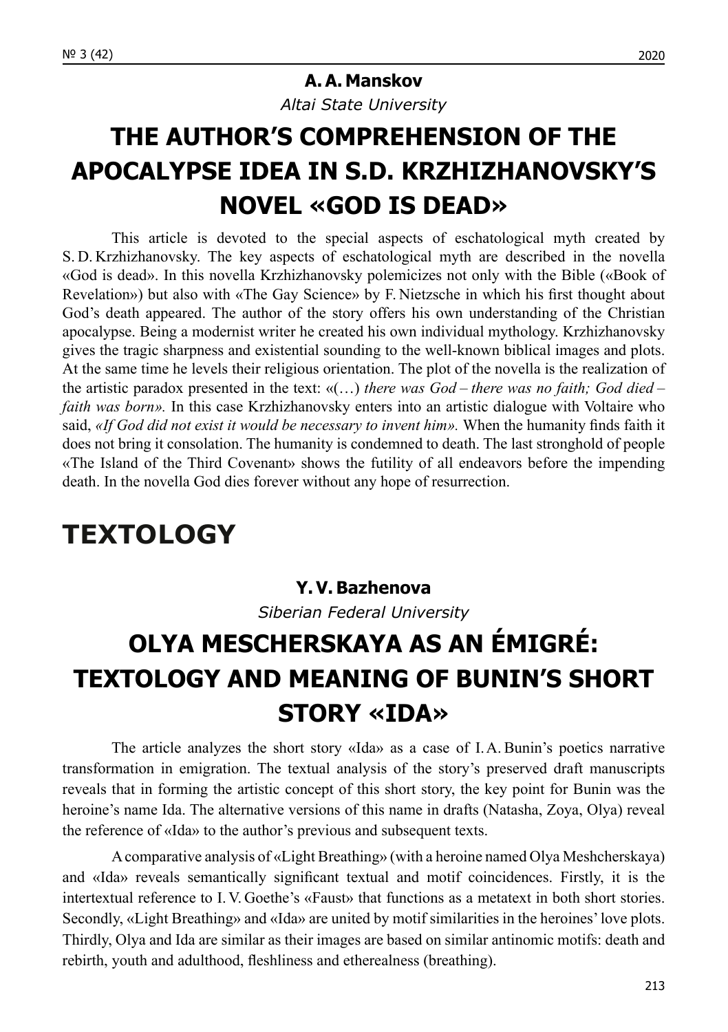**A. A. Manskov**

*Altai State University*

## THE AUTHOR'S COMPREHENSION OF THE APOCALYPSE IDEA IN S.D. KRZHIZHANOVSKY'S NOVEL «GOD IS DEAD»

This article is devoted to the special aspects of eschatological myth created by S. D. Krzhizhanovsky. The key aspects of eschatological myth are described in the novella «God is dead». In this novella Krzhizhanovsky polemicizes not only with the Bible («Book of Revelation») but also with «The Gay Science» by F. Nietzsche in which his first thought about God's death appeared. The author of the story offers his own understanding of the Christian apocalypse. Being a modernist writer he created his own individual mythology. Krzhizhanovsky gives the tragic sharpness and existential sounding to the well-known biblical images and plots. At the same time he levels their religious orientation. The plot of the novella is the realization of the artistic paradox presented in the text: «(…) *there was God – there was no faith; God died – faith was born».* In this case Krzhizhanovsky enters into an artistic dialogue with Voltaire who said, *«If God did not exist it would be necessary to invent him».* When the humanity finds faith it does not bring it consolation. The humanity is condemned to death. The last stronghold of people «The Island of the Third Covenant» shows the futility of all endeavors before the impending death. In the novella God dies forever without any hope of resurrection.

# TEXTOLOGY

**Y. V. Bazhenova**

*Siberian Federal University*

## OLYA MESCHERSKAYA AS AN ÉMIGRÉ: TEXTOLOGY AND MEANING OF BUNIN'S SHORT STORY «IDA»

The article analyzes the short story «Ida» as a case of I. A. Bunin's poetics narrative transformation in emigration. The textual analysis of the story's preserved draft manuscripts reveals that in forming the artistic concept of this short story, the key point for Bunin was the heroine's name Ida. The alternative versions of this name in drafts (Natasha, Zoya, Olya) reveal the reference of «Ida» to the author's previous and subsequent texts.

A comparative analysis of «Light Breathing» (with a heroine named Olya Meshcherskaya) and «Ida» reveals semantically significant textual and motif coincidences. Firstly, it is the intertextual reference to I. V. Goethe's «Faust» that functions as a metatext in both short stories. Secondly, «Light Breathing» and «Ida» are united by motif similarities in the heroines' love plots. Thirdly, Olya and Ida are similar as their images are based on similar antinomic motifs: death and rebirth, youth and adulthood, fleshliness and etherealness (breathing).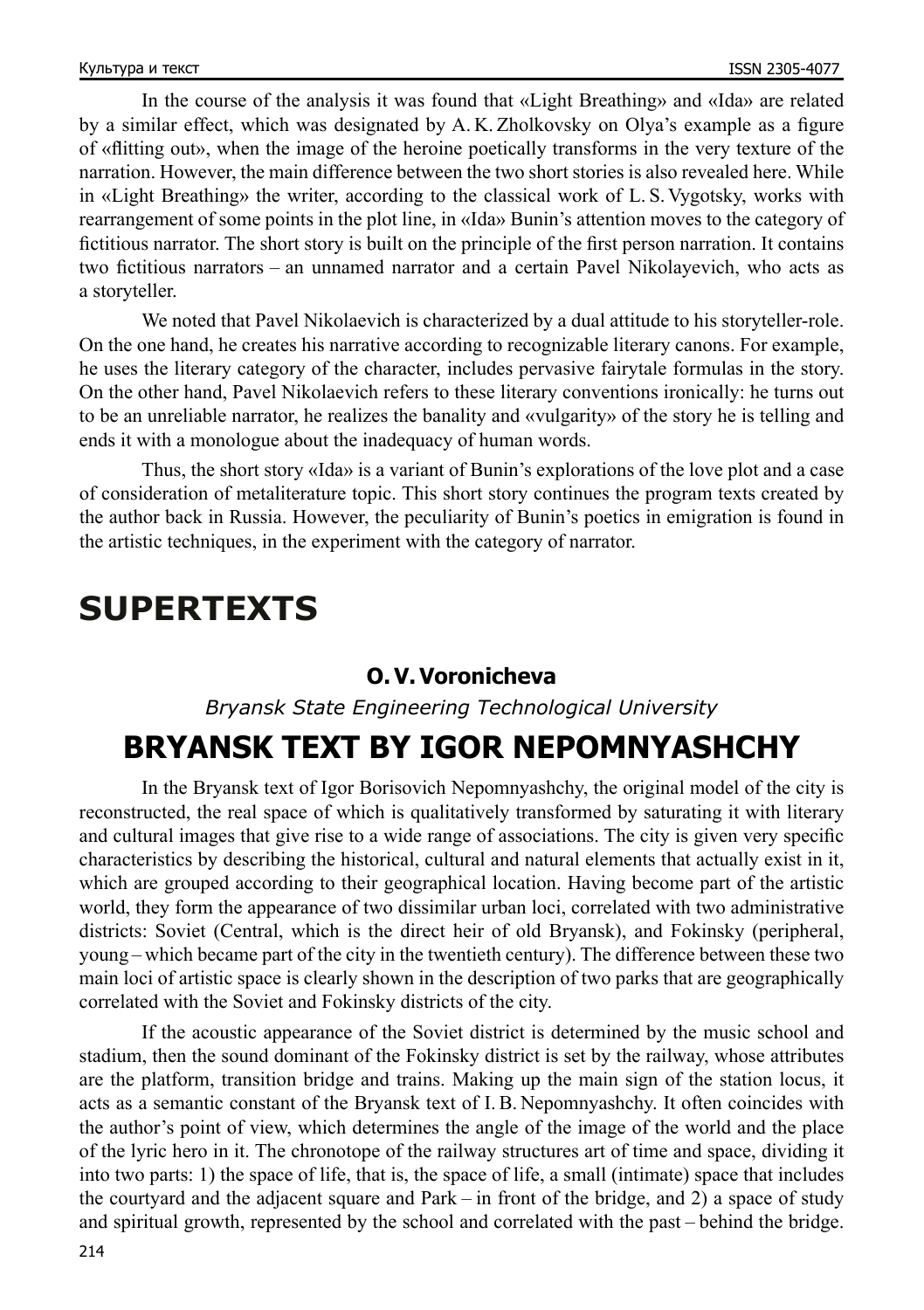In the course of the analysis it was found that «Light Breathing» and «Ida» are related by a similar effect, which was designated by A. K. Zholkovsky on Olya's example as a figure of «flitting out», when the image of the heroine poetically transforms in the very texture of the narration. However, the main difference between the two short stories is also revealed here. While in «Light Breathing» the writer, according to the classical work of L. S. Vygotsky, works with rearrangement of some points in the plot line, in «Ida» Bunin's attention moves to the category of fictitious narrator. The short story is built on the principle of the first person narration. It contains two fictitious narrators – an unnamed narrator and a certain Pavel Nikolayevich, who acts as a storyteller.

We noted that Pavel Nikolaevich is characterized by a dual attitude to his storyteller-role. On the one hand, he creates his narrative according to recognizable literary canons. For example, he uses the literary category of the character, includes pervasive fairytale formulas in the story. On the other hand, Pavel Nikolaevich refers to these literary conventions ironically: he turns out to be an unreliable narrator, he realizes the banality and «vulgarity» of the story he is telling and ends it with a monologue about the inadequacy of human words.

Thus, the short story «Ida» is a variant of Bunin's explorations of the love plot and a case of consideration of metaliterature topic. This short story continues the program texts created by the author back in Russia. However, the peculiarity of Bunin's poetics in emigration is found in the artistic techniques, in the experiment with the category of narrator.

# SUPERTEXTS

**O. V. Voronicheva**

*Bryansk State Engineering Technological University*

## BRYANSK TEXT BY IGOR NEPOMNYASHCHY

In the Bryansk text of Igor Borisovich Nepomnyashchy, the original model of the city is reconstructed, the real space of which is qualitatively transformed by saturating it with literary and cultural images that give rise to a wide range of associations. The city is given very specific characteristics by describing the historical, cultural and natural elements that actually exist in it, which are grouped according to their geographical location. Having become part of the artistic world, they form the appearance of two dissimilar urban loci, correlated with two administrative districts: Soviet (Central, which is the direct heir of old Bryansk), and Fokinsky (peripheral, young – which became part of the city in the twentieth century). The difference between these two main loci of artistic space is clearly shown in the description of two parks that are geographically correlated with the Soviet and Fokinsky districts of the city.

If the acoustic appearance of the Soviet district is determined by the music school and stadium, then the sound dominant of the Fokinsky district is set by the railway, whose attributes are the platform, transition bridge and trains. Making up the main sign of the station locus, it acts as a semantic constant of the Bryansk text of I. B. Nepomnyashchy. It often coincides with the author's point of view, which determines the angle of the image of the world and the place of the lyric hero in it. The chronotope of the railway structures art of time and space, dividing it into two parts: 1) the space of life, that is, the space of life, a small (intimate) space that includes the courtyard and the adjacent square and Park – in front of the bridge, and 2) a space of study and spiritual growth, represented by the school and correlated with the past – behind the bridge.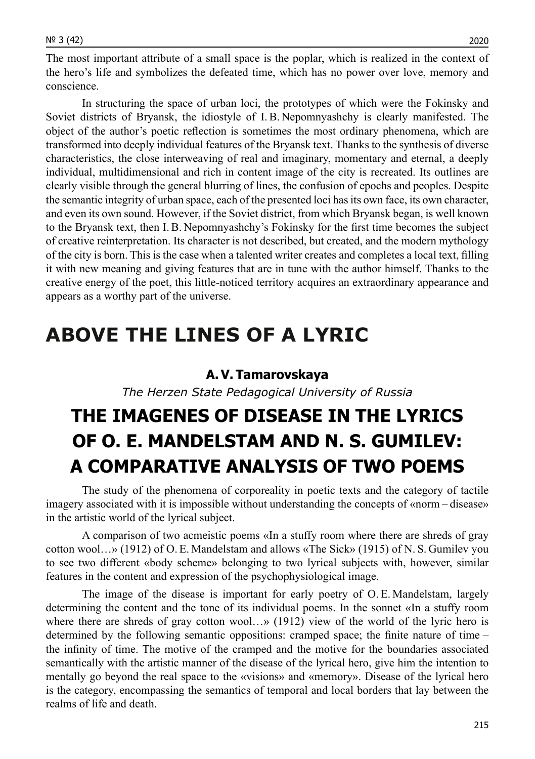The most important attribute of a small space is the poplar, which is realized in the context of the hero's life and symbolizes the defeated time, which has no power over love, memory and conscience.

In structuring the space of urban loci, the prototypes of which were the Fokinsky and Soviet districts of Bryansk, the idiostyle of I. B. Nepomnyashchy is clearly manifested. The object of the author's poetic reflection is sometimes the most ordinary phenomena, which are transformed into deeply individual features of the Bryansk text. Thanks to the synthesis of diverse characteristics, the close interweaving of real and imaginary, momentary and eternal, a deeply individual, multidimensional and rich in content image of the city is recreated. Its outlines are clearly visible through the general blurring of lines, the confusion of epochs and peoples. Despite the semantic integrity of urban space, each of the presented loci has its own face, its own character, and even its own sound. However, if the Soviet district, from which Bryansk began, is well known to the Bryansk text, then I. B. Nepomnyashchy's Fokinsky for the first time becomes the subject of creative reinterpretation. Its character is not described, but created, and the modern mythology of the city is born. This is the case when a talented writer creates and completes a local text, filling it with new meaning and giving features that are in tune with the author himself. Thanks to the creative energy of the poet, this little-noticed territory acquires an extraordinary appearance and appears as a worthy part of the universe.

# ABOVE THE LINES OF A LYRIC

**A. V. Tamarovskaya**

*The Herzen State Pedagogical University of Russia*

## THE IMAGENES OF DISEASE IN THE LYRICS OF O. E. MANDELSTAM AND N. S. GUMILEV: A COMPARATIVE ANALYSIS OF TWO POEMS

The study of the phenomena of corporeality in poetic texts and the category of tactile imagery associated with it is impossible without understanding the concepts of «norm – disease» in the artistic world of the lyrical subject.

A comparison of two acmeistic poems «In a stuffy room where there are shreds of gray cotton wool…» (1912) of O. E. Mandelstam and allows «The Sick» (1915) of N. S. Gumilev you to see two different «body scheme» belonging to two lyrical subjects with, however, similar features in the content and expression of the psychophysiological image.

The image of the disease is important for early poetry of O. E. Mandelstam, largely determining the content and the tone of its individual poems. In the sonnet «In a stuffy room where there are shreds of gray cotton wool…» (1912) view of the world of the lyric hero is determined by the following semantic oppositions: cramped space; the finite nature of time – the infinity of time. The motive of the cramped and the motive for the boundaries associated semantically with the artistic manner of the disease of the lyrical hero, give him the intention to mentally go beyond the real space to the «visions» and «memory». Disease of the lyrical hero is the category, encompassing the semantics of temporal and local borders that lay between the realms of life and death.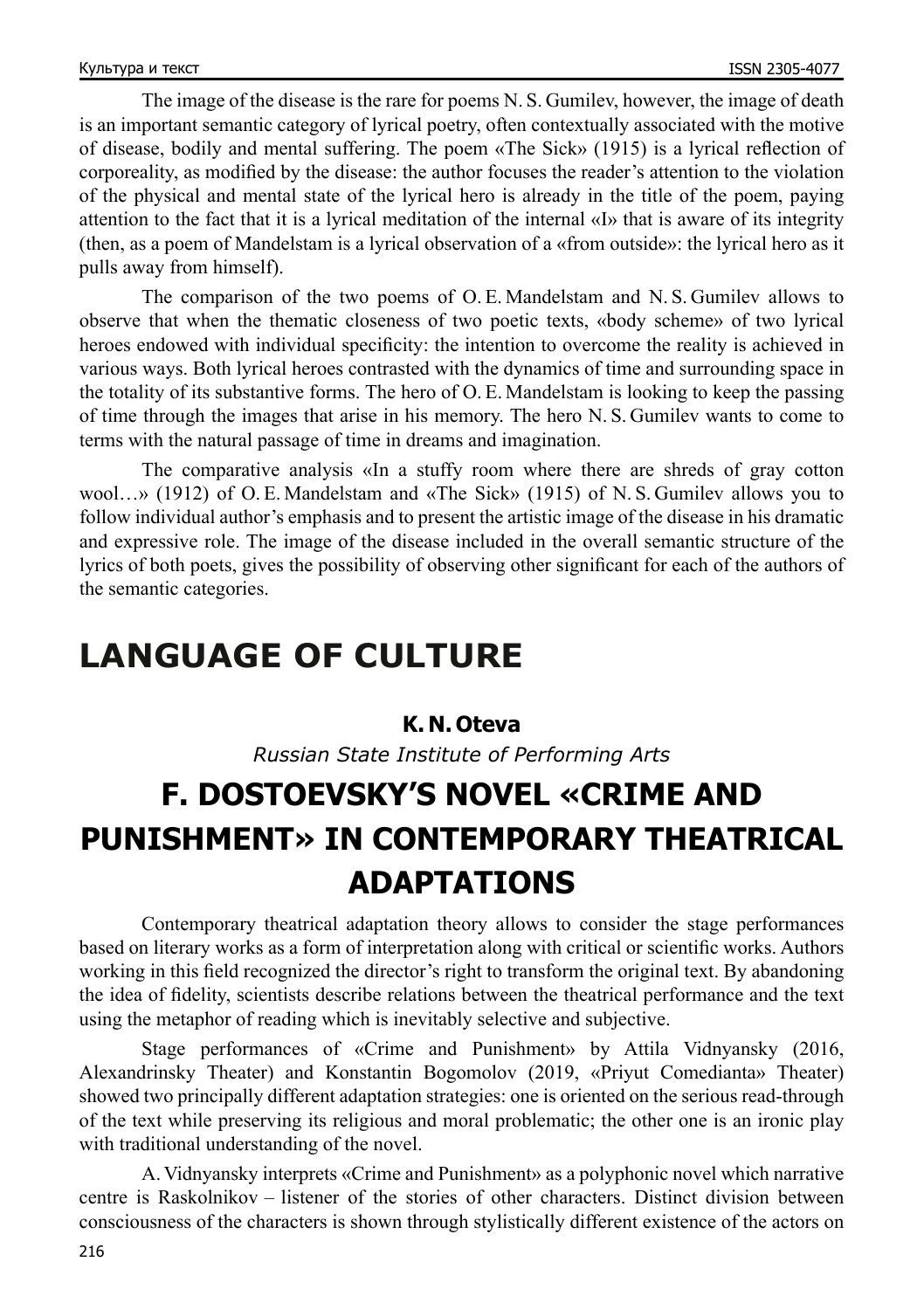The image of the disease is the rare for poems N. S. Gumilev, however, the image of death is an important semantic category of lyrical poetry, often contextually associated with the motive of disease, bodily and mental suffering. The poem «The Sick» (1915) is a lyrical reflection of corporeality, as modified by the disease: the author focuses the reader's attention to the violation of the physical and mental state of the lyrical hero is already in the title of the poem, paying attention to the fact that it is a lyrical meditation of the internal «I» that is aware of its integrity (then, as a poem of Mandelstam is a lyrical observation of a «from outside»: the lyrical hero as it pulls away from himself).

The comparison of the two poems of O. E. Mandelstam and N. S. Gumilev allows to observe that when the thematic closeness of two poetic texts, «body scheme» of two lyrical heroes endowed with individual specificity: the intention to overcome the reality is achieved in various ways. Both lyrical heroes contrasted with the dynamics of time and surrounding space in the totality of its substantive forms. The hero of O. E. Mandelstam is looking to keep the passing of time through the images that arise in his memory. The hero N. S. Gumilev wants to come to terms with the natural passage of time in dreams and imagination.

The comparative analysis «In a stuffy room where there are shreds of gray cotton wool…» (1912) of O. E. Mandelstam and «The Sick» (1915) of N. S. Gumilev allows you to follow individual author's emphasis and to present the artistic image of the disease in his dramatic and expressive role. The image of the disease included in the overall semantic structure of the lyrics of both poets, gives the possibility of observing other significant for each of the authors of the semantic categories.

# LANGUAGE OF CULTURE

**K. N. Oteva**

*Russian State Institute of Performing Arts*

## F. DOSTOEVSKY'S NOVEL «CRIME AND PUNISHMENT» IN CONTEMPORARY THEATRICAL ADAPTATIONS

Contemporary theatrical adaptation theory allows to consider the stage performances based on literary works as a form of interpretation along with critical or scientific works. Authors working in this field recognized the director's right to transform the original text. By abandoning the idea of fidelity, scientists describe relations between the theatrical performance and the text using the metaphor of reading which is inevitably selective and subjective.

Stage performances of «Crime and Punishment» by Attila Vidnyansky (2016, Alexandrinsky Theater) and Konstantin Bogomolov (2019, «Priyut Comedianta» Theater) showed two principally different adaptation strategies: one is oriented on the serious read-through of the text while preserving its religious and moral problematic; the other one is an ironic play with traditional understanding of the novel.

A. Vidnyansky interprets «Crime and Punishment» as a polyphonic novel which narrative centre is Raskolnikov – listener of the stories of other characters. Distinct division between consciousness of the characters is shown through stylistically different existence of the actors on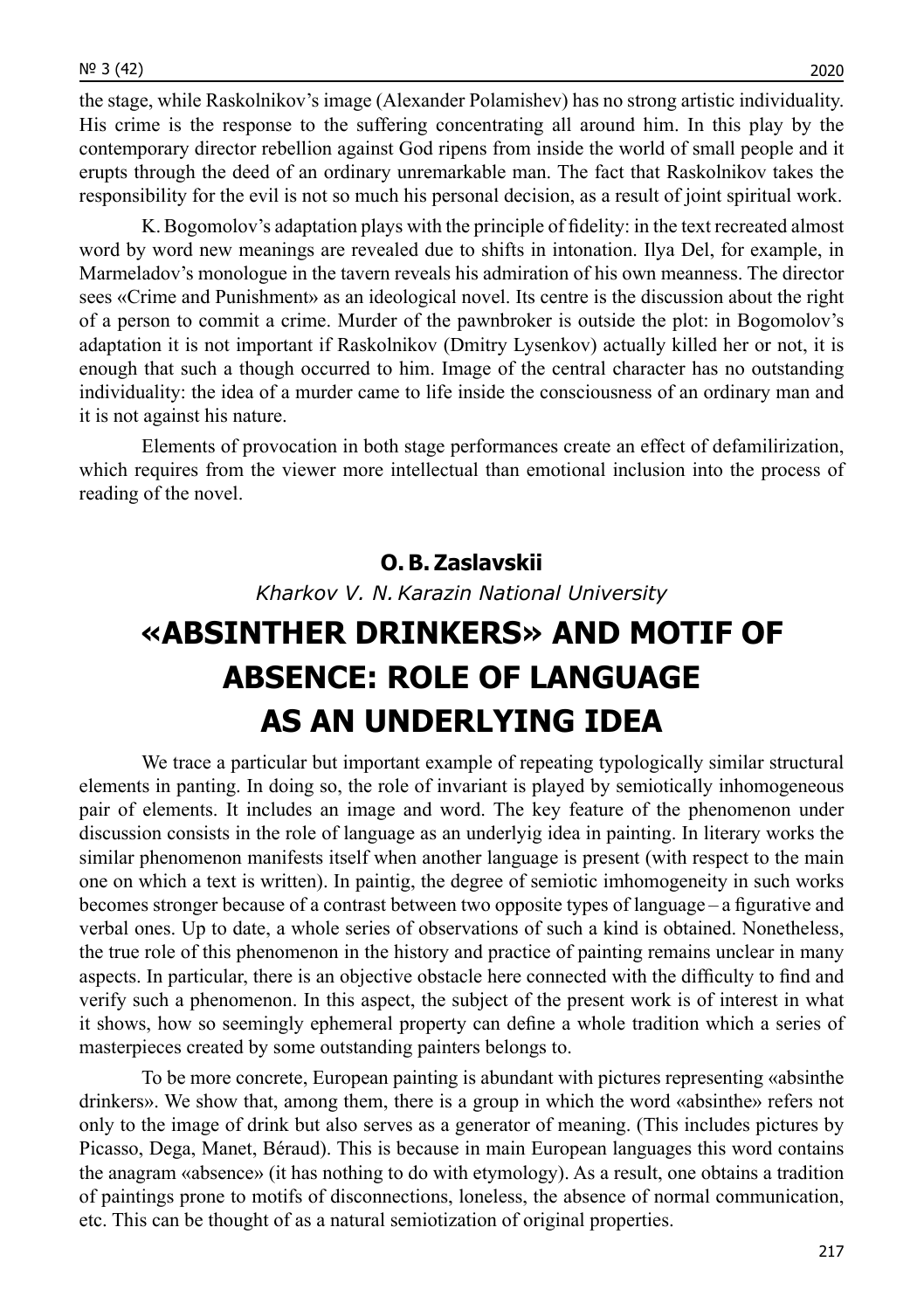the stage, while Raskolnikov's image (Alexander Polamishev) has no strong artistic individuality. His crime is the response to the suffering concentrating all around him. In this play by the contemporary director rebellion against God ripens from inside the world of small people and it erupts through the deed of an ordinary unremarkable man. The fact that Raskolnikov takes the responsibility for the evil is not so much his personal decision, as a result of joint spiritual work.

K. Bogomolov's adaptation plays with the principle of fidelity: in the text recreated almost word by word new meanings are revealed due to shifts in intonation. Ilya Del, for example, in Marmeladov's monologue in the tavern reveals his admiration of his own meanness. The director sees «Crime and Punishment» as an ideological novel. Its centre is the discussion about the right of a person to commit a crime. Murder of the pawnbroker is outside the plot: in Bogomolov's adaptation it is not important if Raskolnikov (Dmitry Lysenkov) actually killed her or not, it is enough that such a though occurred to him. Image of the central character has no outstanding individuality: the idea of a murder came to life inside the consciousness of an ordinary man and it is not against his nature.

Elements of provocation in both stage performances create an effect of defamilirization, which requires from the viewer more intellectual than emotional inclusion into the process of reading of the novel.

**O. B. Zaslavskii**

*Kharkov V. N. Karazin National University*

# «ABSINTHER DRINKERS» AND MOTIF OF ABSENCE: ROLE OF LANGUAGE AS AN UNDERLYING IDEA

We trace a particular but important example of repeating typologically similar structural elements in panting. In doing so, the role of invariant is played by semiotically inhomogeneous pair of elements. It includes an image and word. The key feature of the phenomenon under discussion consists in the role of language as an underlyig idea in painting. In literary works the similar phenomenon manifests itself when another language is present (with respect to the main one on which a text is written). In paintig, the degree of semiotic imhomogeneity in such works becomes stronger because of a contrast between two opposite types of language – a figurative and verbal ones. Up to date, a whole series of observations of such a kind is obtained. Nonetheless, the true role of this phenomenon in the history and practice of painting remains unclear in many aspects. In particular, there is an objective obstacle here connected with the difficulty to find and verify such a phenomenon. In this aspect, the subject of the present work is of interest in what it shows, how so seemingly ephemeral property can define a whole tradition which a series of masterpieces created by some outstanding painters belongs to.

To be more concrete, European painting is abundant with pictures representing «absinthe drinkers». We show that, among them, there is a group in which the word «absinthe» refers not only to the image of drink but also serves as a generator of meaning. (This includes pictures by Picasso, Dega, Manet, Béraud). This is because in main European languages this word contains the anagram «absence» (it has nothing to do with etymology). As a result, one obtains a tradition of paintings prone to motifs of disconnections, loneless, the absence of normal communication, etc. This can be thought of as a natural semiotization of original properties.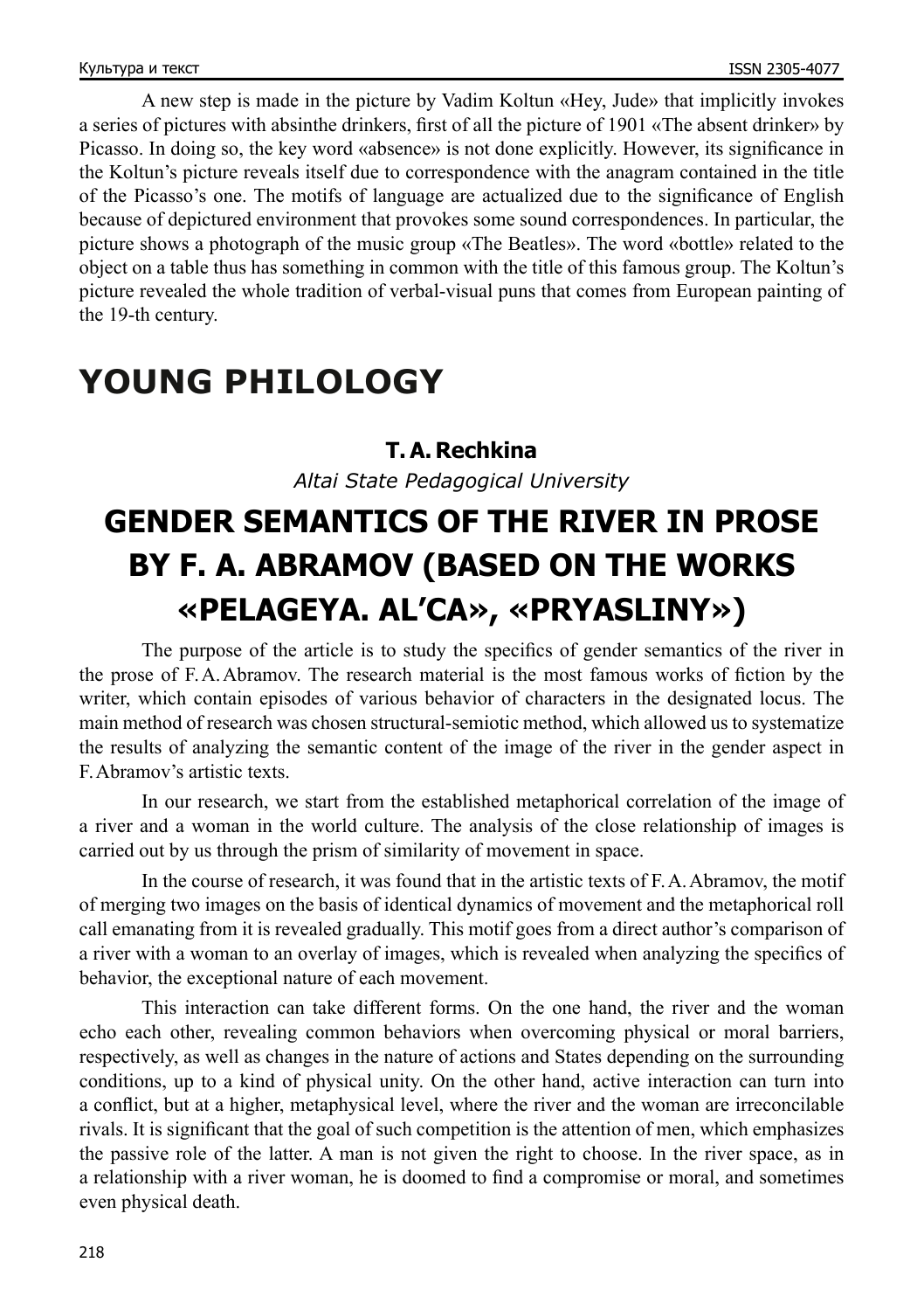A new step is made in the picture by Vadim Koltun «Hey, Jude» that implicitly invokes a series of pictures with absinthe drinkers, first of all the picture of 1901 «The absent drinker» by Picasso. In doing so, the key word «absence» is not done explicitly. However, its significance in the Koltun's picture reveals itself due to correspondence with the anagram contained in the title of the Picasso's one. The motifs of language are actualized due to the significance of English because of depictured environment that provokes some sound correspondences. In particular, the picture shows a photograph of the music group «The Beatles». The word «bottle» related to the object on a table thus has something in common with the title of this famous group. The Koltun's picture revealed the whole tradition of verbal-visual puns that comes from European painting of the 19-th century.

# YOUNG PHILOLOGY

**T. A. Rechkina**

*Altai State Pedagogical University*

## GENDER SEMANTICS OF THE RIVER IN PROSE BY F. A. ABRAMOV (BASED ON THE WORKS «PELAGEYA. AL'CA», «PRYASLINY»)

The purpose of the article is to study the specifics of gender semantics of the river in the prose of F. A. Abramov. The research material is the most famous works of fiction by the writer, which contain episodes of various behavior of characters in the designated locus. The main method of research was chosen structural-semiotic method, which allowed us to systematize the results of analyzing the semantic content of the image of the river in the gender aspect in F. Abramov's artistic texts.

In our research, we start from the established metaphorical correlation of the image of a river and a woman in the world culture. The analysis of the close relationship of images is carried out by us through the prism of similarity of movement in space.

In the course of research, it was found that in the artistic texts of F. A. Abramov, the motif of merging two images on the basis of identical dynamics of movement and the metaphorical roll call emanating from it is revealed gradually. This motif goes from a direct author's comparison of a river with a woman to an overlay of images, which is revealed when analyzing the specifics of behavior, the exceptional nature of each movement.

This interaction can take different forms. On the one hand, the river and the woman echo each other, revealing common behaviors when overcoming physical or moral barriers, respectively, as well as changes in the nature of actions and States depending on the surrounding conditions, up to a kind of physical unity. On the other hand, active interaction can turn into a conflict, but at a higher, metaphysical level, where the river and the woman are irreconcilable rivals. It is significant that the goal of such competition is the attention of men, which emphasizes the passive role of the latter. A man is not given the right to choose. In the river space, as in a relationship with a river woman, he is doomed to find a compromise or moral, and sometimes even physical death.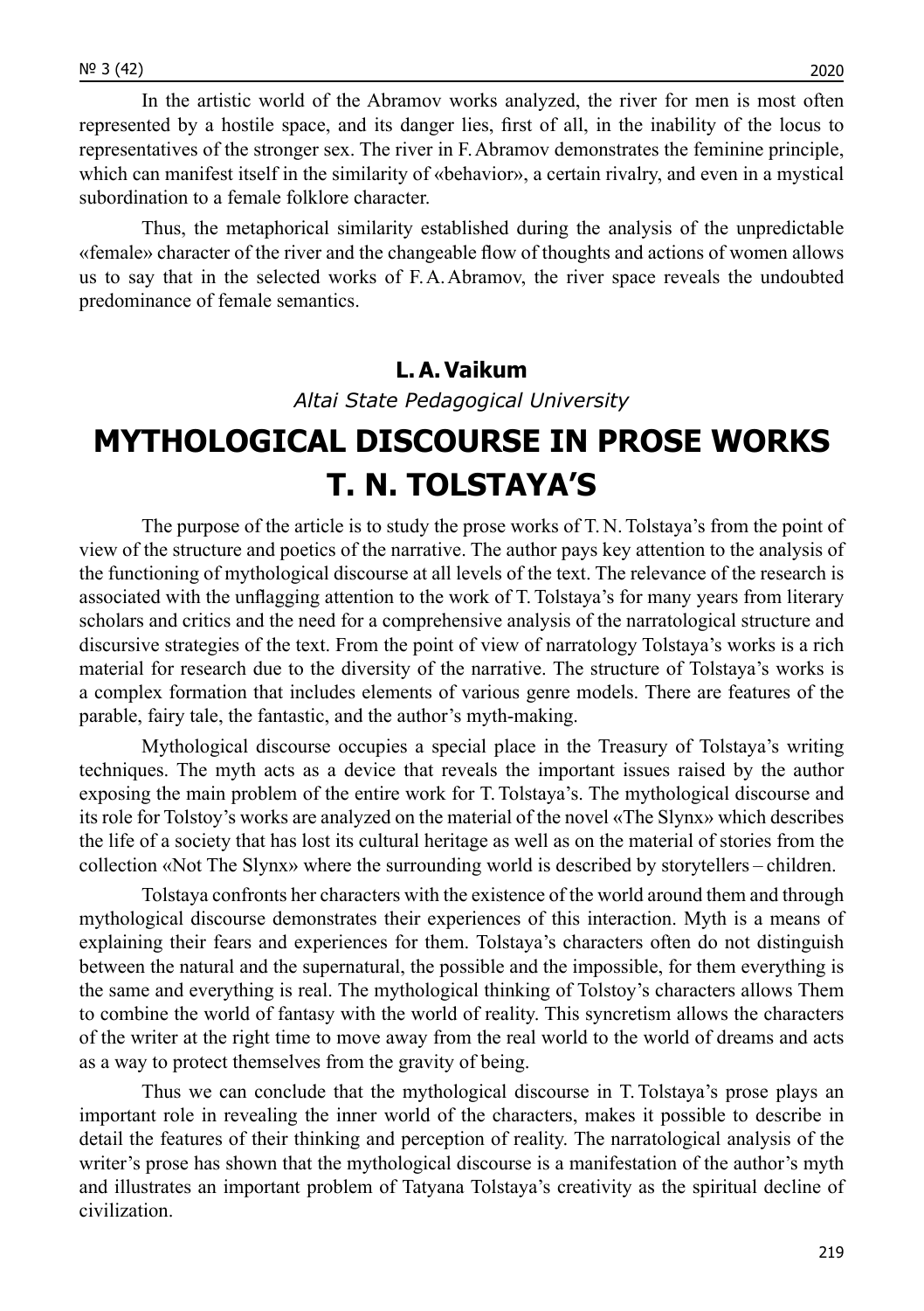In the artistic world of the Abramov works analyzed, the river for men is most often represented by a hostile space, and its danger lies, first of all, in the inability of the locus to representatives of the stronger sex. The river in F. Abramov demonstrates the feminine principle, which can manifest itself in the similarity of «behavior», a certain rivalry, and even in a mystical subordination to a female folklore character.

Thus, the metaphorical similarity established during the analysis of the unpredictable «female» character of the river and the changeable flow of thoughts and actions of women allows us to say that in the selected works of F. A. Abramov, the river space reveals the undoubted predominance of female semantics.

**L. A. Vaikum**

*Altai State Pedagogical University*

# MYTHOLOGICAL DISCOURSE IN PROSE WORKS T. N. TOLSTAYA'S

The purpose of the article is to study the prose works of T. N. Tolstaya's from the point of view of the structure and poetics of the narrative. The author pays key attention to the analysis of the functioning of mythological discourse at all levels of the text. The relevance of the research is associated with the unflagging attention to the work of T. Tolstaya's for many years from literary scholars and critics and the need for a comprehensive analysis of the narratological structure and discursive strategies of the text. From the point of view of narratology Tolstaya's works is a rich material for research due to the diversity of the narrative. The structure of Tolstaya's works is a complex formation that includes elements of various genre models. There are features of the parable, fairy tale, the fantastic, and the author's myth-making.

Mythological discourse occupies a special place in the Treasury of Tolstaya's writing techniques. The myth acts as a device that reveals the important issues raised by the author exposing the main problem of the entire work for T. Tolstaya's. The mythological discourse and its role for Tolstoy's works are analyzed on the material of the novel «The Slynx» which describes the life of a society that has lost its cultural heritage as well as on the material of stories from the collection «Not The Slynx» where the surrounding world is described by storytellers – children.

Tolstaya confronts her characters with the existence of the world around them and through mythological discourse demonstrates their experiences of this interaction. Myth is a means of explaining their fears and experiences for them. Tolstaya's characters often do not distinguish between the natural and the supernatural, the possible and the impossible, for them everything is the same and everything is real. The mythological thinking of Tolstoy's characters allows Them to combine the world of fantasy with the world of reality. This syncretism allows the characters of the writer at the right time to move away from the real world to the world of dreams and acts as a way to protect themselves from the gravity of being.

Thus we can conclude that the mythological discourse in T. Tolstaya's prose plays an important role in revealing the inner world of the characters, makes it possible to describe in detail the features of their thinking and perception of reality. The narratological analysis of the writer's prose has shown that the mythological discourse is a manifestation of the author's myth and illustrates an important problem of Tatyana Tolstaya's creativity as the spiritual decline of civilization.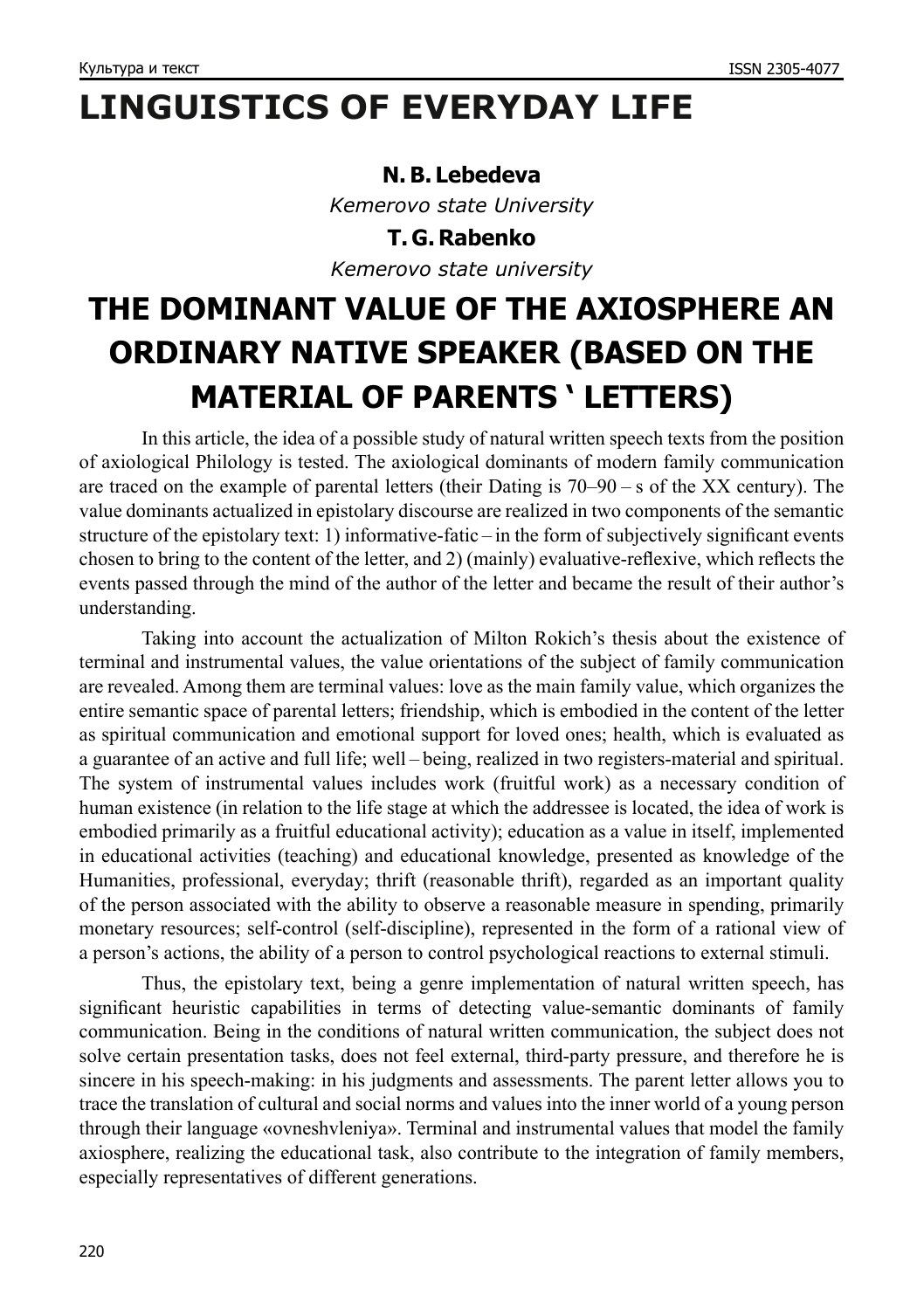# LINGUISTICS OF EVERYDAY LIFE

**N. B. Lebedeva**

*Kemerovo state University*

**T. G. Rabenko**

*Kemerovo state university*

## THE DOMINANT VALUE OF THE AXIOSPHERE AN ORDINARY NATIVE SPEAKER (BASED ON THE MATERIAL OF PARENTS ' LETTERS)

In this article, the idea of a possible study of natural written speech texts from the position of axiological Philology is tested. The axiological dominants of modern family communication are traced on the example of parental letters (their Dating is 70–90 – s of the XX century). The value dominants actualized in epistolary discourse are realized in two components of the semantic structure of the epistolary text: 1) informative-fatic – in the form of subjectively significant events chosen to bring to the content of the letter, and 2) (mainly) evaluative-reflexive, which reflects the events passed through the mind of the author of the letter and became the result of their author's understanding.

Taking into account the actualization of Milton Rokich's thesis about the existence of terminal and instrumental values, the value orientations of the subject of family communication are revealed. Among them are terminal values: love as the main family value, which organizes the entire semantic space of parental letters; friendship, which is embodied in the content of the letter as spiritual communication and emotional support for loved ones; health, which is evaluated as a guarantee of an active and full life; well – being, realized in two registers-material and spiritual. The system of instrumental values includes work (fruitful work) as a necessary condition of human existence (in relation to the life stage at which the addressee is located, the idea of work is embodied primarily as a fruitful educational activity); education as a value in itself, implemented in educational activities (teaching) and educational knowledge, presented as knowledge of the Humanities, professional, everyday; thrift (reasonable thrift), regarded as an important quality of the person associated with the ability to observe a reasonable measure in spending, primarily monetary resources; self-control (self-discipline), represented in the form of a rational view of a person's actions, the ability of a person to control psychological reactions to external stimuli.

Thus, the epistolary text, being a genre implementation of natural written speech, has significant heuristic capabilities in terms of detecting value-semantic dominants of family communication. Being in the conditions of natural written communication, the subject does not solve certain presentation tasks, does not feel external, third-party pressure, and therefore he is sincere in his speech-making: in his judgments and assessments. The parent letter allows you to trace the translation of cultural and social norms and values into the inner world of a young person through their language «ovneshvleniya». Terminal and instrumental values that model the family axiosphere, realizing the educational task, also contribute to the integration of family members, especially representatives of different generations.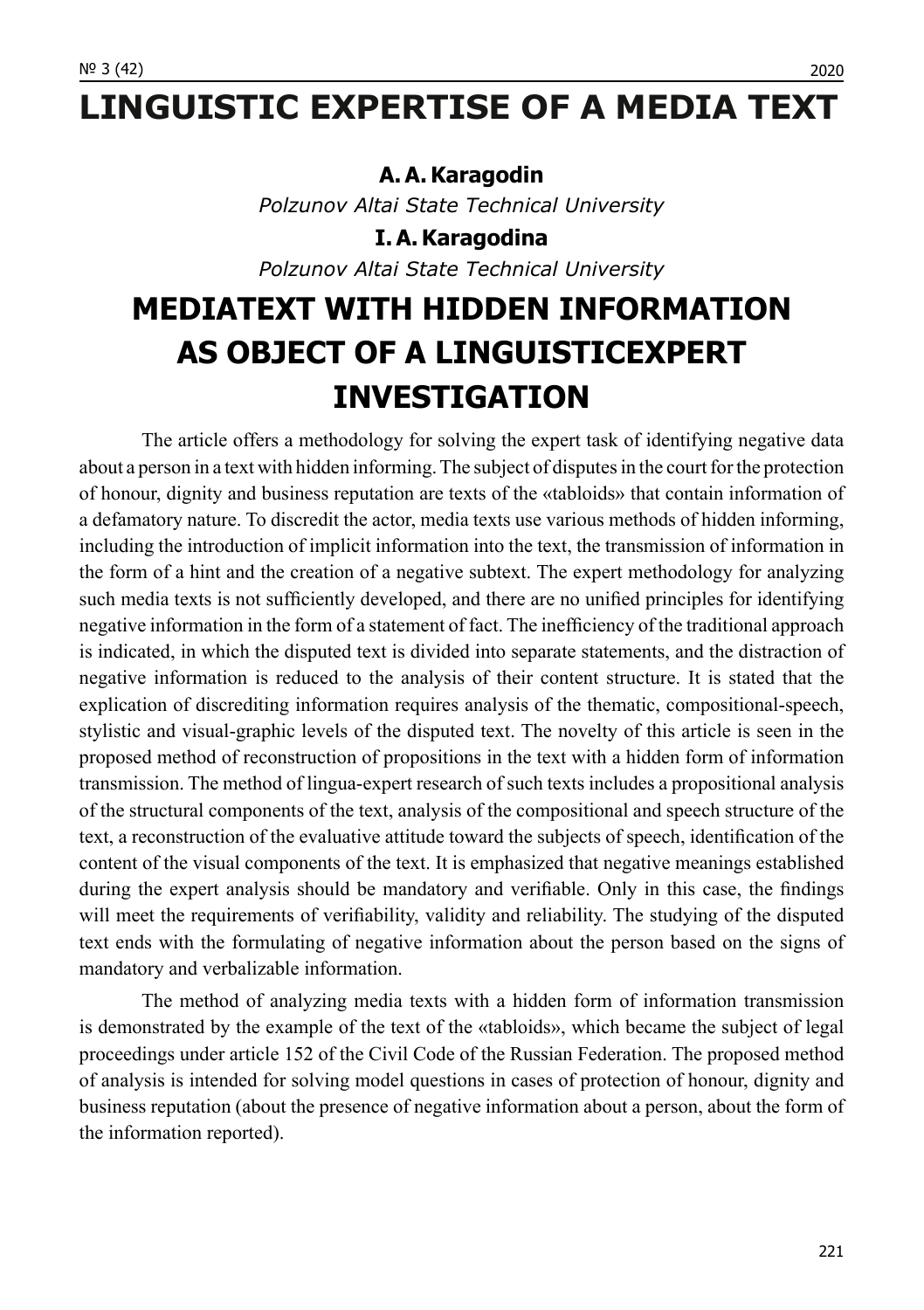# LINGUISTIC EXPERTISE OF A MEDIA TEXT

**A. A. Karagodin**

*Polzunov Altai State Technical University*

**I. A. Karagodina**

*Polzunov Altai State Technical University*

## MEDIATEXT WITH HIDDEN INFORMATION AS OBJECT OF A LINGUISTICEXPERT INVESTIGATION

The article offers a methodology for solving the expert task of identifying negative data about a person in a text with hidden informing. The subject of disputes in the court for the protection of honour, dignity and business reputation are texts of the «tabloids» that contain information of a defamatory nature. To discredit the actor, media texts use various methods of hidden informing, including the introduction of implicit information into the text, the transmission of information in the form of a hint and the creation of a negative subtext. The expert methodology for analyzing such media texts is not sufficiently developed, and there are no unified principles for identifying negative information in the form of a statement of fact. The inefficiency of the traditional approach is indicated, in which the disputed text is divided into separate statements, and the distraction of negative information is reduced to the analysis of their content structure. It is stated that the explication of discrediting information requires analysis of the thematic, compositional-speech, stylistic and visual-graphic levels of the disputed text. The novelty of this article is seen in the proposed method of reconstruction of propositions in the text with a hidden form of information transmission. The method of lingua-expert research of such texts includes a propositional analysis of the structural components of the text, analysis of the compositional and speech structure of the text, a reconstruction of the evaluative attitude toward the subjects of speech, identification of the content of the visual components of the text. It is emphasized that negative meanings established during the expert analysis should be mandatory and verifiable. Only in this case, the findings will meet the requirements of verifiability, validity and reliability. The studying of the disputed text ends with the formulating of negative information about the person based on the signs of mandatory and verbalizable information.

The method of analyzing media texts with a hidden form of information transmission is demonstrated by the example of the text of the «tabloids», which became the subject of legal proceedings under article 152 of the Civil Code of the Russian Federation. The proposed method of analysis is intended for solving model questions in cases of protection of honour, dignity and business reputation (about the presence of negative information about a person, about the form of the information reported).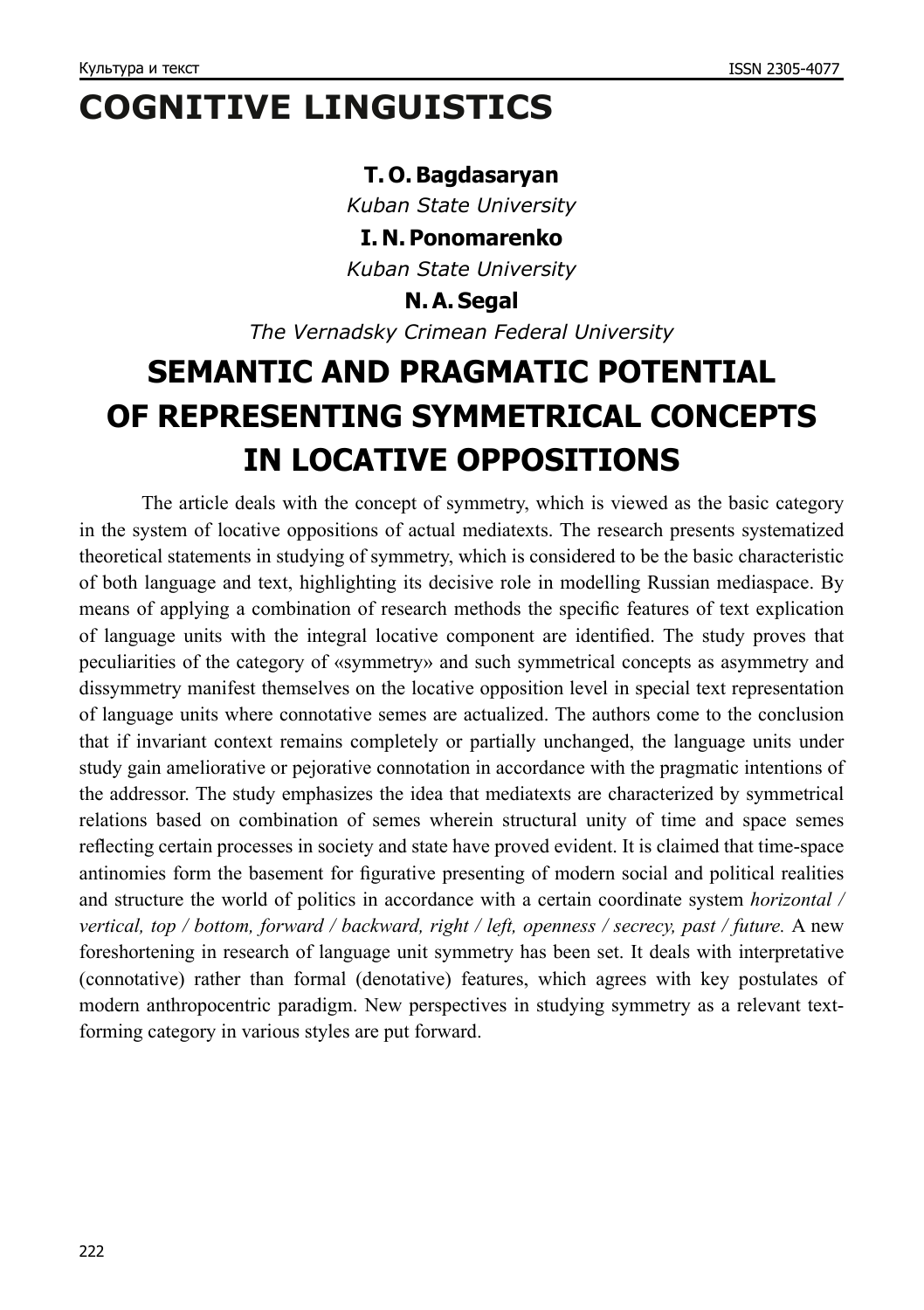# COGNITIVE LINGUISTICS

**T. O. Bagdasaryan**

*Kuban State University*

**I. N. Ponomarenko**

*Kuban State University*

**N. A. Segal**

*The Vernadsky Crimean Federal University*

## SEMANTIC AND PRAGMATIC POTENTIAL OF REPRESENTING SYMMETRICAL CONCEPTS IN LOCATIVE OPPOSITIONS

The article deals with the concept of symmetry, which is viewed as the basic category in the system of locative oppositions of actual mediatexts. The research presents systematized theoretical statements in studying of symmetry, which is considered to be the basic characteristic of both language and text, highlighting its decisive role in modelling Russian mediaspace. By means of applying a combination of research methods the specific features of text explication of language units with the integral locative component are identified. The study proves that peculiarities of the category of «symmetry» and such symmetrical concepts as asymmetry and dissymmetry manifest themselves on the locative opposition level in special text representation of language units where connotative semes are actualized. The authors come to the conclusion that if invariant context remains completely or partially unchanged, the language units under study gain ameliorative or pejorative connotation in accordance with the pragmatic intentions of the addressor. The study emphasizes the idea that mediatexts are characterized by symmetrical relations based on combination of semes wherein structural unity of time and space semes reflecting certain processes in society and state have proved evident. It is claimed that time-space antinomies form the basement for figurative presenting of modern social and political realities and structure the world of politics in accordance with a certain coordinate system *horizontal / vertical, top / bottom, forward / backward, right / left, openness / secrecy, past / future.* A new foreshortening in research of language unit symmetry has been set. It deals with interpretative (connotative) rather than formal (denotative) features, which agrees with key postulates of modern anthropocentric paradigm. New perspectives in studying symmetry as a relevant text-forming category in various styles are put forward.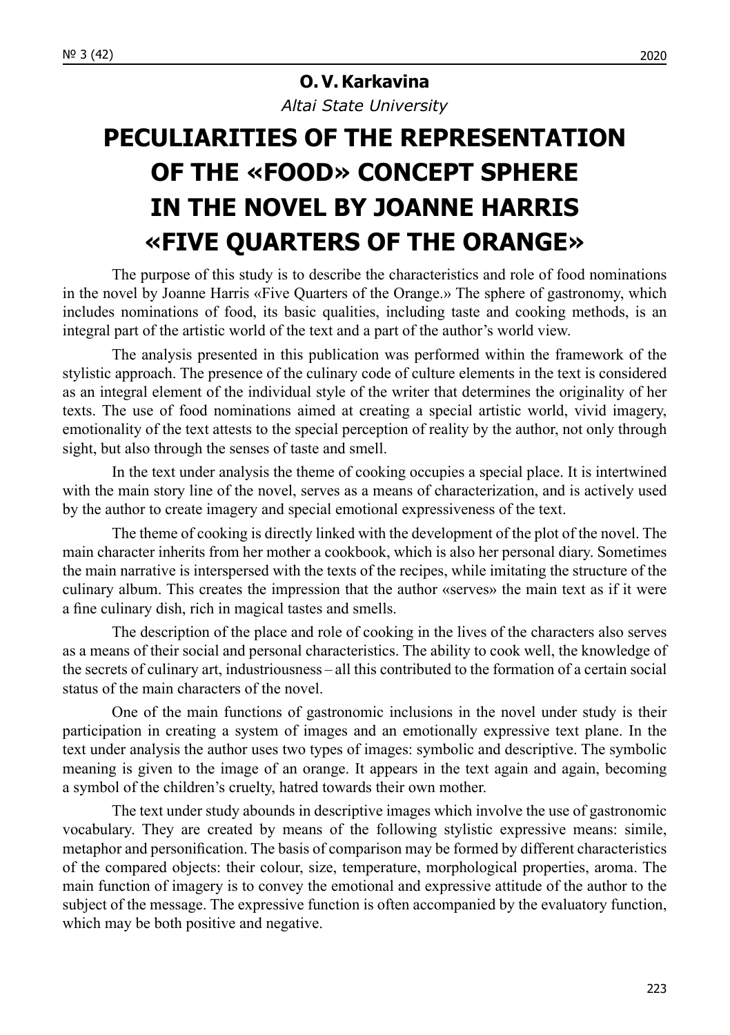**O. V. Karkavina**

*Altai State University*

# PECULIARITIES OF THE REPRESENTATION OF THE «FOOD» CONCEPT SPHERE IN THE NOVEL BY JOANNE HARRIS «FIVE QUARTERS OF THE ORANGE»

The purpose of this study is to describe the characteristics and role of food nominations in the novel by Joanne Harris «Five Quarters of the Orange.» The sphere of gastronomy, which includes nominations of food, its basic qualities, including taste and cooking methods, is an integral part of the artistic world of the text and a part of the author's world view.

The analysis presented in this publication was performed within the framework of the stylistic approach. The presence of the culinary code of culture elements in the text is considered as an integral element of the individual style of the writer that determines the originality of her texts. The use of food nominations aimed at creating a special artistic world, vivid imagery, emotionality of the text attests to the special perception of reality by the author, not only through sight, but also through the senses of taste and smell.

In the text under analysis the theme of cooking occupies a special place. It is intertwined with the main story line of the novel, serves as a means of characterization, and is actively used by the author to create imagery and special emotional expressiveness of the text.

The theme of cooking is directly linked with the development of the plot of the novel. The main character inherits from her mother a cookbook, which is also her personal diary. Sometimes the main narrative is interspersed with the texts of the recipes, while imitating the structure of the culinary album. This creates the impression that the author «serves» the main text as if it were a fine culinary dish, rich in magical tastes and smells.

The description of the place and role of cooking in the lives of the characters also serves as a means of their social and personal characteristics. The ability to cook well, the knowledge of the secrets of culinary art, industriousness – all this contributed to the formation of a certain social status of the main characters of the novel.

One of the main functions of gastronomic inclusions in the novel under study is their participation in creating a system of images and an emotionally expressive text plane. In the text under analysis the author uses two types of images: symbolic and descriptive. The symbolic meaning is given to the image of an orange. It appears in the text again and again, becoming a symbol of the children's cruelty, hatred towards their own mother.

The text under study abounds in descriptive images which involve the use of gastronomic vocabulary. They are created by means of the following stylistic expressive means: simile, metaphor and personification. The basis of comparison may be formed by different characteristics of the compared objects: their colour, size, temperature, morphological properties, aroma. The main function of imagery is to convey the emotional and expressive attitude of the author to the subject of the message. The expressive function is often accompanied by the evaluatory function, which may be both positive and negative.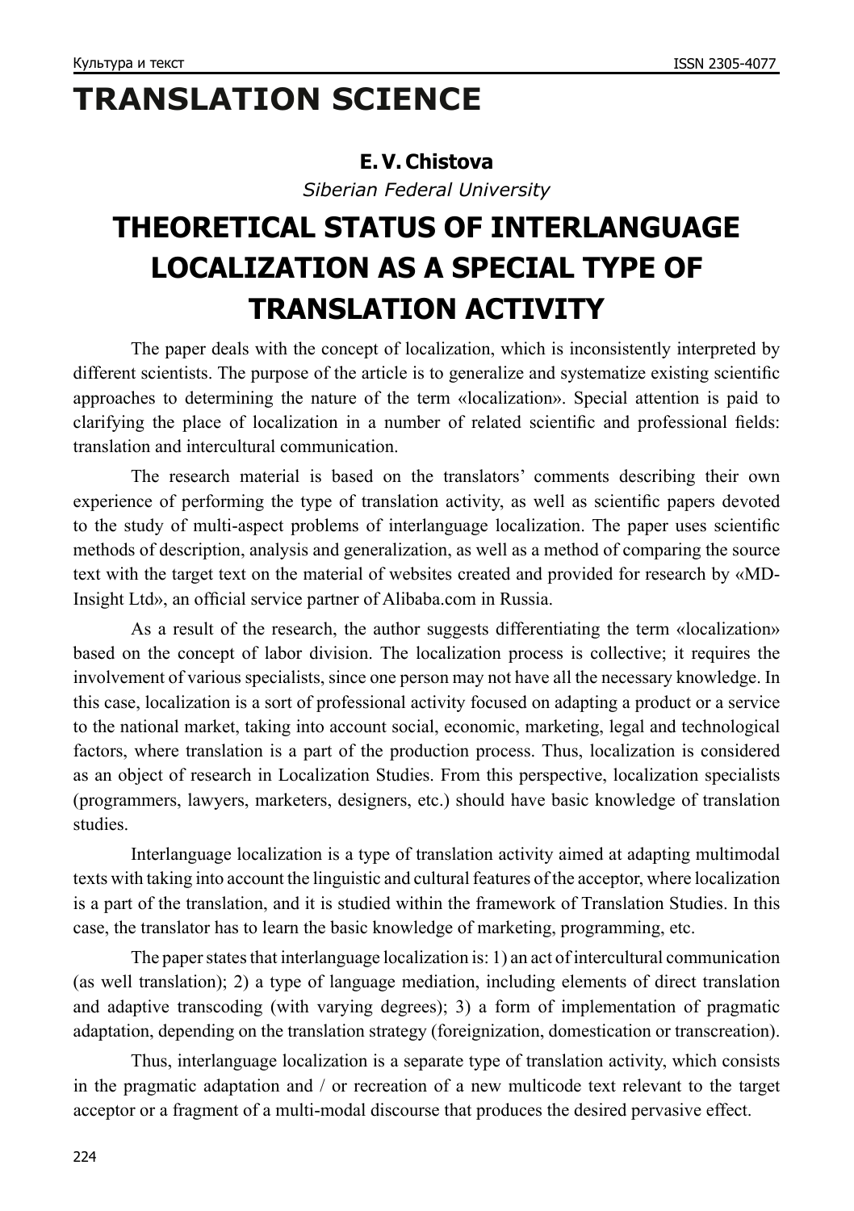# TRANSLATION SCIENCE

**E. V. Chistova**

*Siberian Federal University*

# THEORETICAL STATUS OF INTERLANGUAGE LOCALIZATION AS A SPECIAL TYPE OF TRANSLATION ACTIVITY

The paper deals with the concept of localization, which is inconsistently interpreted by different scientists. The purpose of the article is to generalize and systematize existing scientific approaches to determining the nature of the term «localization». Special attention is paid to clarifying the place of localization in a number of related scientific and professional fields: translation and intercultural communication.

The research material is based on the translators' comments describing their own experience of performing the type of translation activity, as well as scientific papers devoted to the study of multi-aspect problems of interlanguage localization. The paper uses scientific methods of description, analysis and generalization, as well as a method of comparing the source text with the target text on the material of websites created and provided for research by «MD-Insight Ltd», an official service partner of Alibaba.com in Russia.

As a result of the research, the author suggests differentiating the term «localization» based on the concept of labor division. The localization process is collective; it requires the involvement of various specialists, since one person may not have all the necessary knowledge. In this case, localization is a sort of professional activity focused on adapting a product or a service to the national market, taking into account social, economic, marketing, legal and technological factors, where translation is a part of the production process. Thus, localization is considered as an object of research in Localization Studies. From this perspective, localization specialists (programmers, lawyers, marketers, designers, etc.) should have basic knowledge of translation studies.

Interlanguage localization is a type of translation activity aimed at adapting multimodal texts with taking into account the linguistic and cultural features of the acceptor, where localization is a part of the translation, and it is studied within the framework of Translation Studies. In this case, the translator has to learn the basic knowledge of marketing, programming, etc.

The paper states that interlanguage localization is: 1) an act of intercultural communication (as well translation); 2) a type of language mediation, including elements of direct translation and adaptive transcoding (with varying degrees); 3) a form of implementation of pragmatic adaptation, depending on the translation strategy (foreignization, domestication or transcreation).

Thus, interlanguage localization is a separate type of translation activity, which consists in the pragmatic adaptation and / or recreation of a new multicode text relevant to the target acceptor or a fragment of a multi-modal discourse that produces the desired pervasive effect.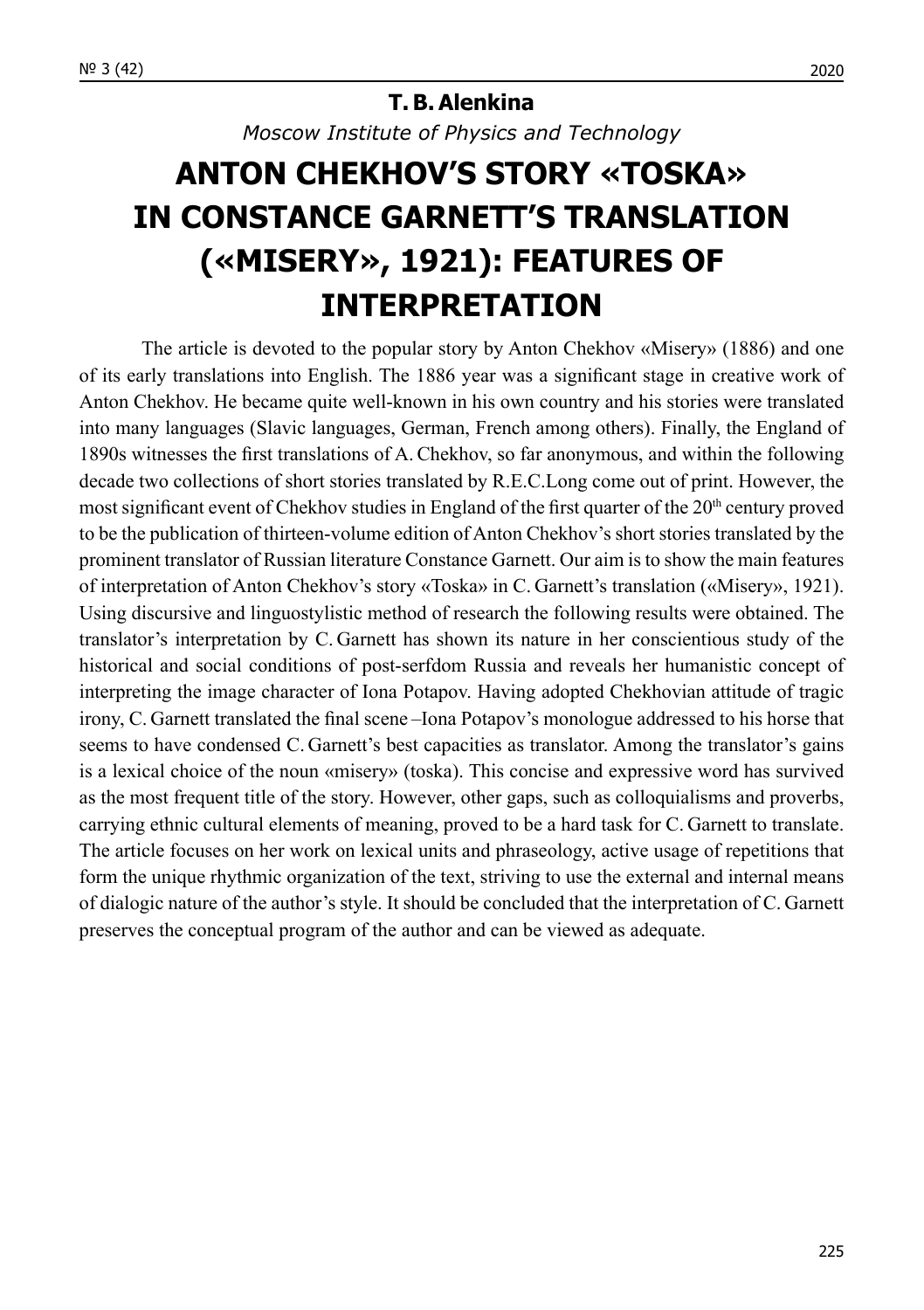**T. B. Alenkina**

*Moscow Institute of Physics and Technology*

# ANTON CHEKHOV'S STORY «TOSKA» IN CONSTANCE GARNETT'S TRANSLATION («MISERY», 1921): FEATURES OF INTERPRETATION

The article is devoted to the popular story by Anton Chekhov «Misery» (1886) and one of its early translations into English. The 1886 year was a significant stage in creative work of Anton Chekhov. He became quite well-known in his own country and his stories were translated into many languages (Slavic languages, German, French among others). Finally, the England of 1890s witnesses the first translations of A. Chekhov, so far anonymous, and within the following decade two collections of short stories translated by R.E.C.Long come out of print. However, the most significant event of Chekhov studies in England of the first quarter of the 20th century proved to be the publication of thirteen-volume edition of Anton Chekhov's short stories translated by the prominent translator of Russian literature Constance Garnett. Our aim is to show the main features of interpretation of Anton Chekhov's story «Toska» in C. Garnett's translation («Misery», 1921). Using discursive and linguostylistic method of research the following results were obtained. The translator's interpretation by C. Garnett has shown its nature in her conscientious study of the historical and social conditions of post-serfdom Russia and reveals her humanistic concept of interpreting the image character of Iona Potapov. Having adopted Chekhovian attitude of tragic irony, C. Garnett translated the final scene –Iona Potapov's monologue addressed to his horse that seems to have condensed C. Garnett's best capacities as translator. Among the translator's gains is a lexical choice of the noun «misery» (toska). This concise and expressive word has survived as the most frequent title of the story. However, other gaps, such as colloquialisms and proverbs, carrying ethnic cultural elements of meaning, proved to be a hard task for C. Garnett to translate. The article focuses on her work on lexical units and phraseology, active usage of repetitions that form the unique rhythmic organization of the text, striving to use the external and internal means of dialogic nature of the author's style. It should be concluded that the interpretation of C. Garnett preserves the conceptual program of the author and can be viewed as adequate.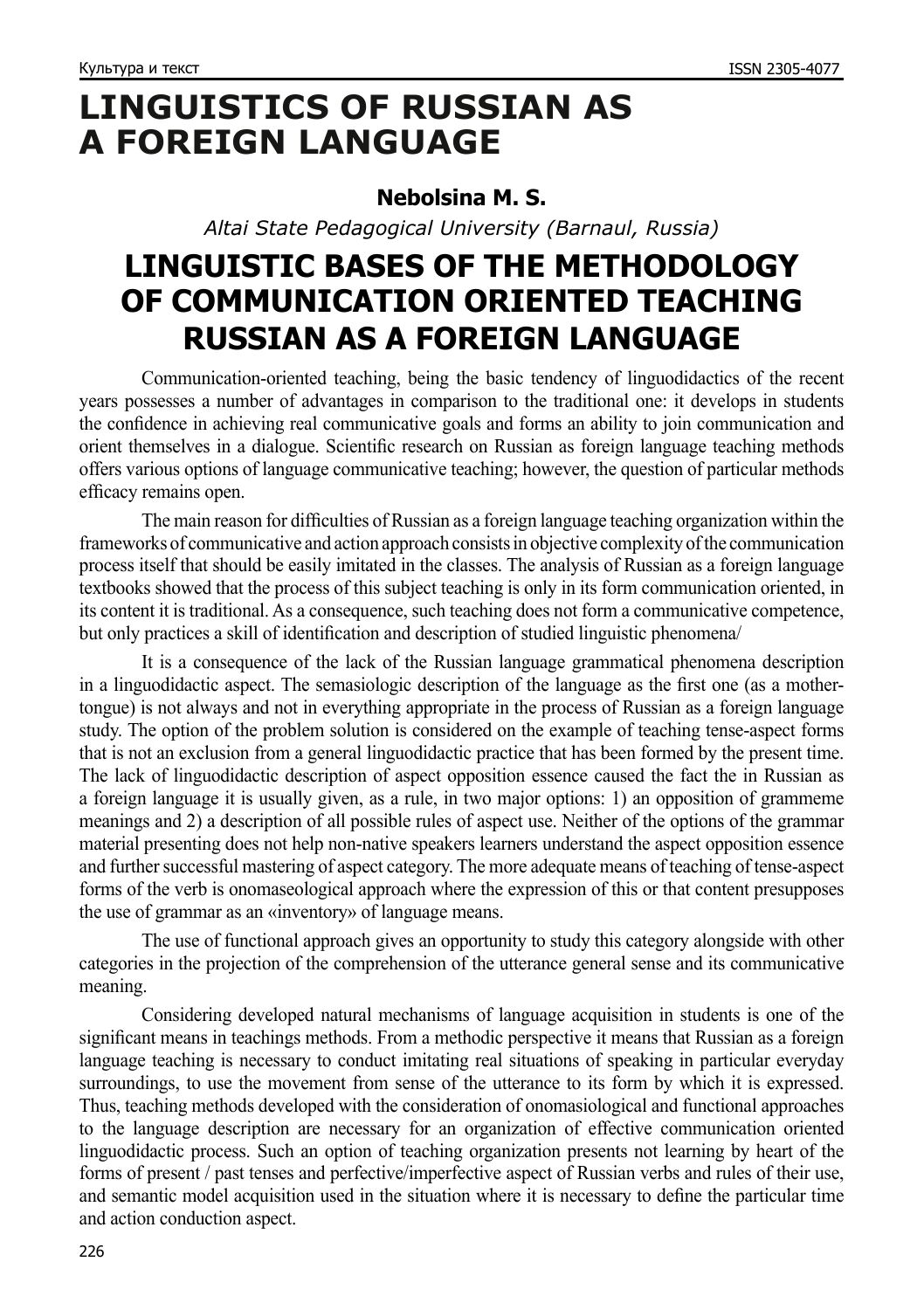# LINGUISTICS OF RUSSIAN AS A FOREIGN LANGUAGE

**Nebolsina M. S.**

*Altai State Pedagogical University (Barnaul, Russia)*

## LINGUISTIC BASES OF THE METHODOLOGY OF COMMUNICATION ORIENTED TEACHING RUSSIAN AS A FOREIGN LANGUAGE

Communication-oriented teaching, being the basic tendency of linguodidactics of the recent years possesses a number of advantages in comparison to the traditional one: it develops in students the confidence in achieving real communicative goals and forms an ability to join communication and orient themselves in a dialogue. Scientific research on Russian as foreign language teaching methods offers various options of language communicative teaching; however, the question of particular methods efficacy remains open.

The main reason for difficulties of Russian as a foreign language teaching organization within the frameworks of communicative and action approach consists in objective complexity of the communication process itself that should be easily imitated in the classes. The analysis of Russian as a foreign language textbooks showed that the process of this subject teaching is only in its form communication oriented, in its content it is traditional. As a consequence, such teaching does not form a communicative competence, but only practices a skill of identification and description of studied linguistic phenomena/

It is a consequence of the lack of the Russian language grammatical phenomena description in a linguodidactic aspect. The semasiologic description of the language as the first one (as a mother-tongue) is not always and not in everything appropriate in the process of Russian as a foreign language study. The option of the problem solution is considered on the example of teaching tense-aspect forms that is not an exclusion from a general linguodidactic practice that has been formed by the present time. The lack of linguodidactic description of aspect opposition essence caused the fact the in Russian as a foreign language it is usually given, as a rule, in two major options: 1) an opposition of grammeme meanings and 2) a description of all possible rules of aspect use. Neither of the options of the grammar material presenting does not help non-native speakers learners understand the aspect opposition essence and further successful mastering of aspect category. The more adequate means of teaching of tense-aspect forms of the verb is onomaseological approach where the expression of this or that content presupposes the use of grammar as an «inventory» of language means.

The use of functional approach gives an opportunity to study this category alongside with other categories in the projection of the comprehension of the utterance general sense and its communicative meaning.

Considering developed natural mechanisms of language acquisition in students is one of the significant means in teachings methods. From a methodic perspective it means that Russian as a foreign language teaching is necessary to conduct imitating real situations of speaking in particular everyday surroundings, to use the movement from sense of the utterance to its form by which it is expressed. Thus, teaching methods developed with the consideration of onomasiological and functional approaches to the language description are necessary for an organization of effective communication oriented linguodidactic process. Such an option of teaching organization presents not learning by heart of the forms of present / past tenses and perfective/imperfective aspect of Russian verbs and rules of their use, and semantic model acquisition used in the situation where it is necessary to define the particular time and action conduction aspect.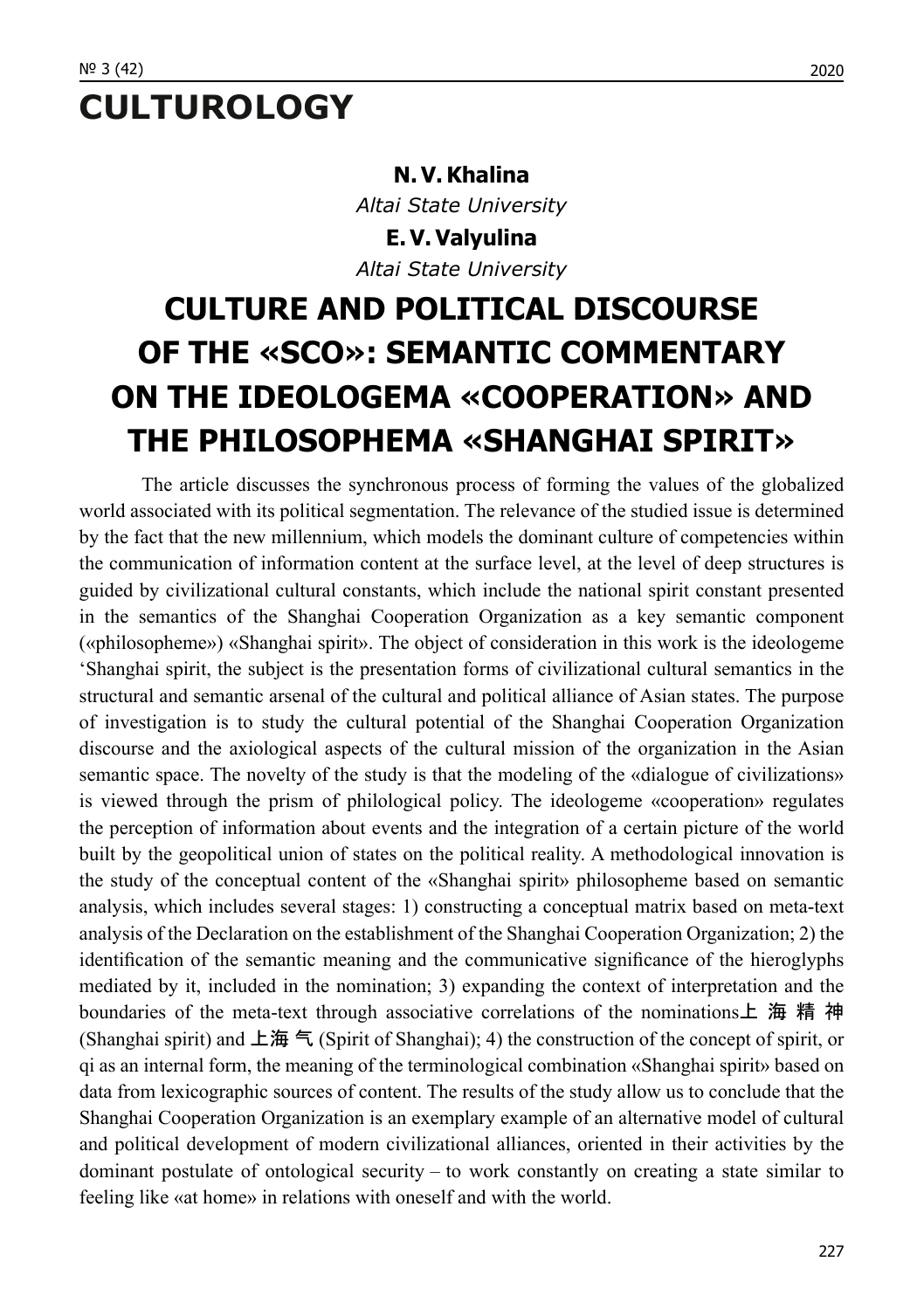# CULTUROLOGY

**N. V. Khalina**
*Altai State University*

**E. V. Valyulina**
*Altai State University*

## CULTURE AND POLITICAL DISCOURSE OF THE «SCO»: SEMANTIC COMMENTARY ON THE IDEOLOGEMA «COOPERATION» AND THE PHILOSOPHEMA «SHANGHAI SPIRIT»

The article discusses the synchronous process of forming the values of the globalized world associated with its political segmentation. The relevance of the studied issue is determined by the fact that the new millennium, which models the dominant culture of competencies within the communication of information content at the surface level, at the level of deep structures is guided by civilizational cultural constants, which include the national spirit constant presented in the semantics of the Shanghai Cooperation Organization as a key semantic component («philosopheme») «Shanghai spirit». The object of consideration in this work is the ideologeme 'Shanghai spirit, the subject is the presentation forms of civilizational cultural semantics in the structural and semantic arsenal of the cultural and political alliance of Asian states. The purpose of investigation is to study the cultural potential of the Shanghai Cooperation Organization discourse and the axiological aspects of the cultural mission of the organization in the Asian semantic space. The novelty of the study is that the modeling of the «dialogue of civilizations» is viewed through the prism of philological policy. The ideologeme «cooperation» regulates the perception of information about events and the integration of a certain picture of the world built by the geopolitical union of states on the political reality. A methodological innovation is the study of the conceptual content of the «Shanghai spirit» philosopheme based on semantic analysis, which includes several stages: 1) constructing a conceptual matrix based on meta-text analysis of the Declaration on the establishment of the Shanghai Cooperation Organization; 2) the identification of the semantic meaning and the communicative significance of the hieroglyphs mediated by it, included in the nomination; 3) expanding the context of interpretation and the boundaries of the meta-text through associative correlations of the nominations上 海 精 神 (Shanghai spirit) and **上海 气** (Spirit of Shanghai); 4) the construction of the concept of spirit, or qi as an internal form, the meaning of the terminological combination «Shanghai spirit» based on data from lexicographic sources of content. The results of the study allow us to conclude that the Shanghai Cooperation Organization is an exemplary example of an alternative model of cultural and political development of modern civilizational alliances, oriented in their activities by the dominant postulate of ontological security – to work constantly on creating a state similar to feeling like «at home» in relations with oneself and with the world.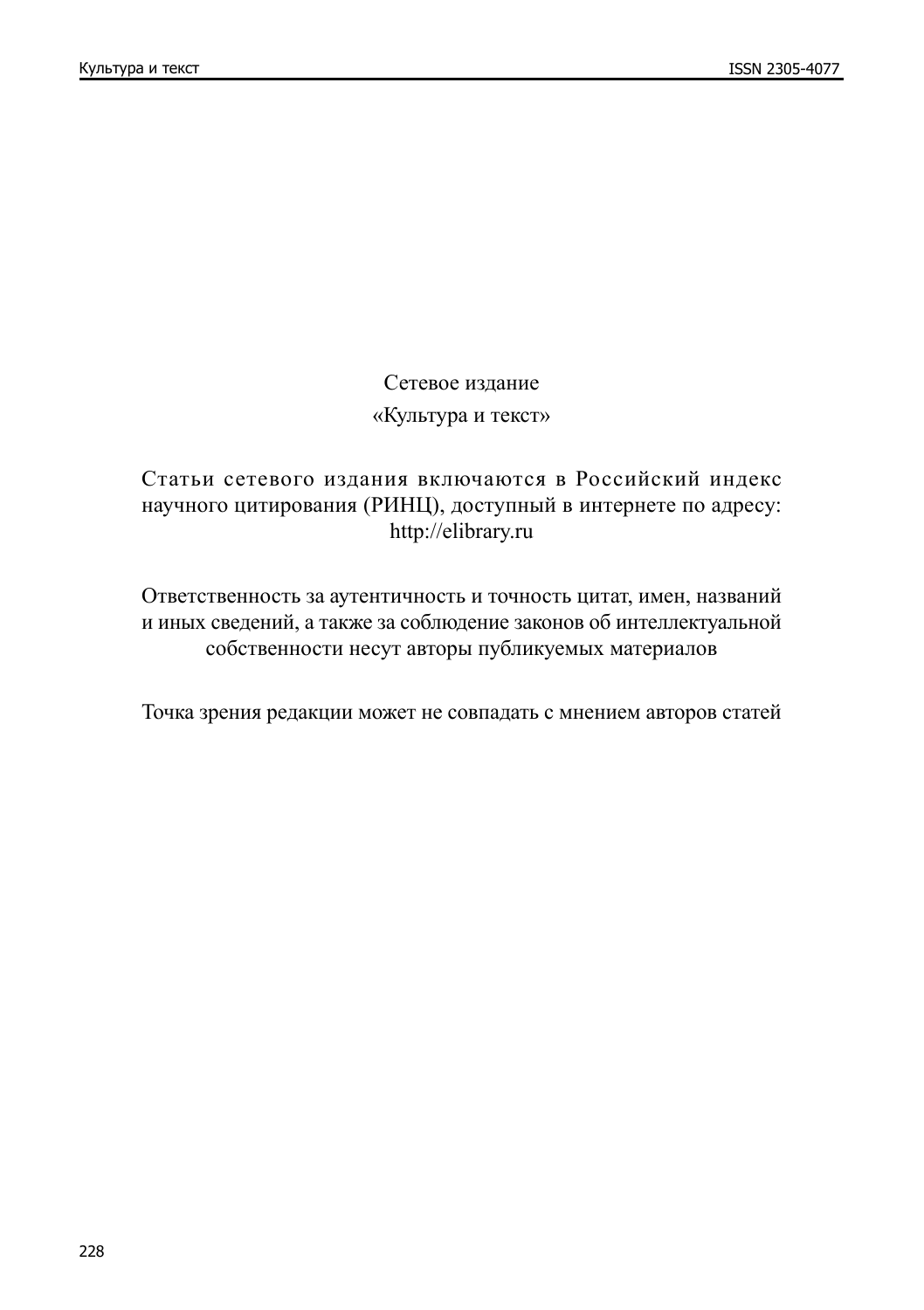Сетевое издание

«Культура и текст»

Статьи сетевого издания включаются в Российский индекс научного цитирования (РИНЦ), доступный в интернете по адресу: http://elibrary.ru

Ответственность за аутентичность и точность цитат, имен, названий и иных сведений, а также за соблюдение законов об интеллектуальной собственности несут авторы публикуемых материалов

Точка зрения редакции может не совпадать с мнением авторов статей